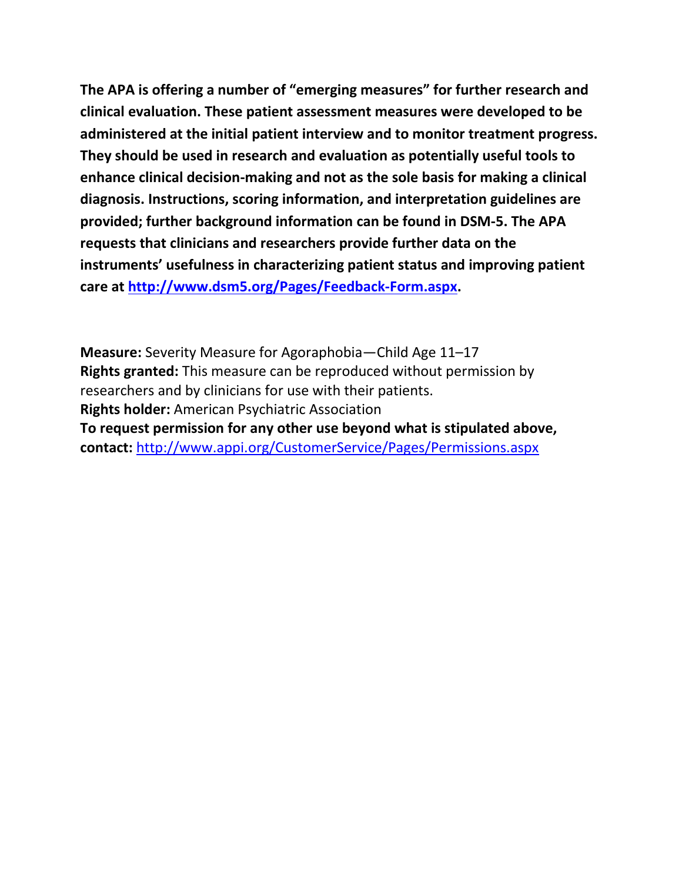**The APA is offering a number of "emerging measures" for further research and clinical evaluation. These patient assessment measures were developed to be administered at the initial patient interview and to monitor treatment progress. They should be used in research and evaluation as potentially useful tools to enhance clinical decision-making and not as the sole basis for making a clinical diagnosis. Instructions, scoring information, and interpretation guidelines are provided; further background information can be found in DSM-5. The APA requests that clinicians and researchers provide further data on the instruments' usefulness in characterizing patient status and improving patient care at [http://www.dsm5.org/Pages/Feedback-Form.aspx](http://www.dsm5.org/Pages/Feedback-Form.aspx).**

**Measure:** Severity Measure for Agoraphobia—Child Age 11–17
**Rights granted:** This measure can be reproduced without permission by researchers and by clinicians for use with their patients.
**Rights holder:** American Psychiatric Association
**To request permission for any other use beyond what is stipulated above, contact:** [http://www.appi.org/CustomerService/Pages/Permissions.aspx](http://www.appi.org/CustomerService/Pages/Permissions.aspx)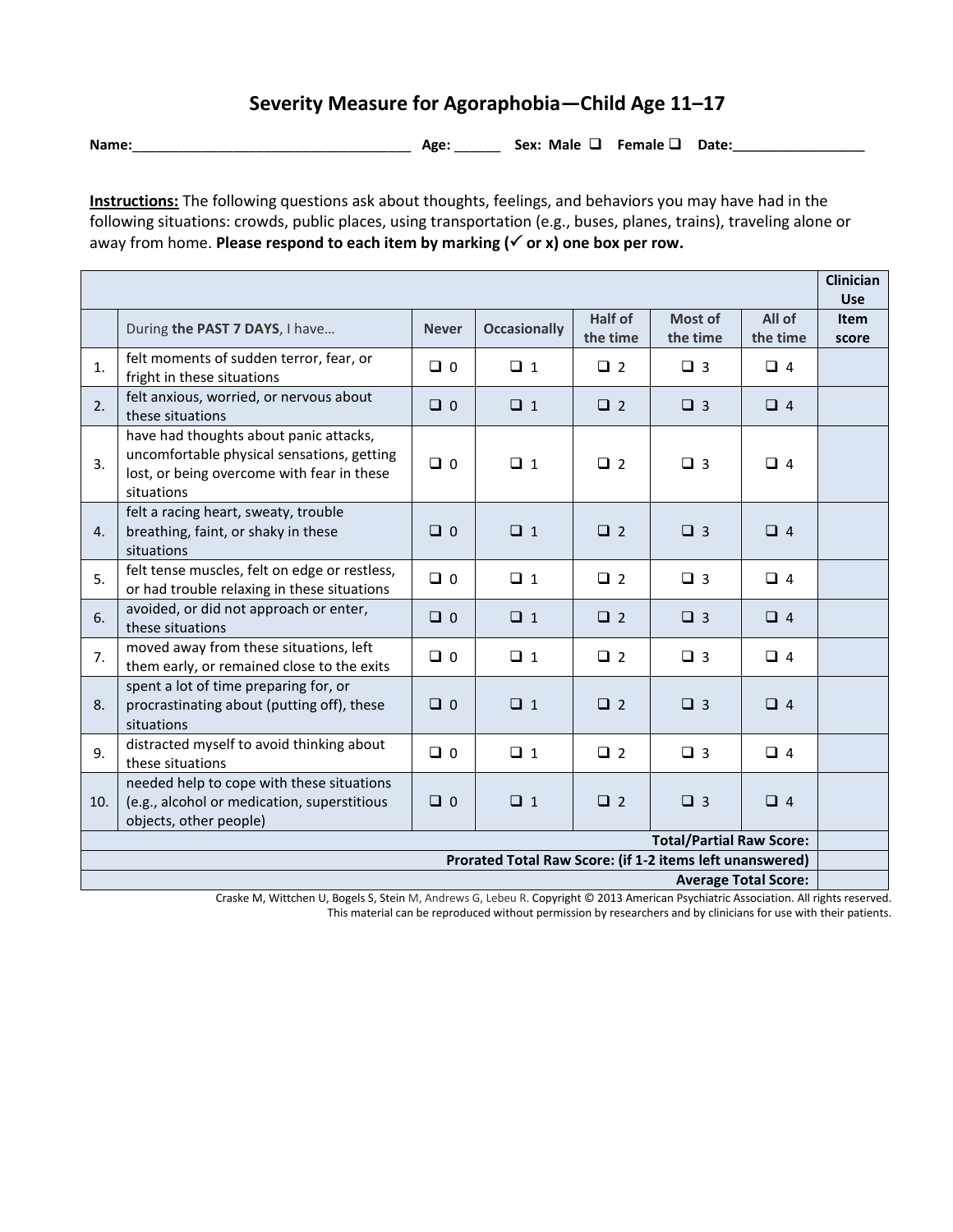# Severity Measure for Agoraphobia—Child Age 11–17

**Name:**\_\_\_\_\_\_\_\_\_\_\_\_\_\_\_\_\_\_\_\_\_\_\_\_\_\_\_\_\_\_\_\_\_\_\_\_ **Age:** \_\_\_\_\_\_ **Sex: Male** ❑ **Female** ❑ **Date:**\_\_\_\_\_\_\_\_\_\_\_\_\_\_\_\_\_\_

**Instructions:** The following questions ask about thoughts, feelings, and behaviors you may have had in the following situations: crowds, public places, using transportation (e.g., buses, planes, trains), traveling alone or away from home. **Please respond to each item by marking (✓ or x) one box per row.**

| | | | | | | | Clinician Use |
|---|---|---|---|---|---|---|---|
| | During **the PAST 7 DAYS**, I have… | **Never** | **Occasionally** | **Half of the time** | **Most of the time** | **All of the time** | **Item score** |
| 1. | felt moments of sudden terror, fear, or fright in these situations | ❑ 0 | ❑ 1 | ❑ 2 | ❑ 3 | ❑ 4 | |
| 2. | felt anxious, worried, or nervous about these situations | ❑ 0 | ❑ 1 | ❑ 2 | ❑ 3 | ❑ 4 | |
| 3. | have had thoughts about panic attacks, uncomfortable physical sensations, getting lost, or being overcome with fear in these situations | ❑ 0 | ❑ 1 | ❑ 2 | ❑ 3 | ❑ 4 | |
| 4. | felt a racing heart, sweaty, trouble breathing, faint, or shaky in these situations | ❑ 0 | ❑ 1 | ❑ 2 | ❑ 3 | ❑ 4 | |
| 5. | felt tense muscles, felt on edge or restless, or had trouble relaxing in these situations | ❑ 0 | ❑ 1 | ❑ 2 | ❑ 3 | ❑ 4 | |
| 6. | avoided, or did not approach or enter, these situations | ❑ 0 | ❑ 1 | ❑ 2 | ❑ 3 | ❑ 4 | |
| 7. | moved away from these situations, left them early, or remained close to the exits | ❑ 0 | ❑ 1 | ❑ 2 | ❑ 3 | ❑ 4 | |
| 8. | spent a lot of time preparing for, or procrastinating about (putting off), these situations | ❑ 0 | ❑ 1 | ❑ 2 | ❑ 3 | ❑ 4 | |
| 9. | distracted myself to avoid thinking about these situations | ❑ 0 | ❑ 1 | ❑ 2 | ❑ 3 | ❑ 4 | |
| 10. | needed help to cope with these situations (e.g., alcohol or medication, superstitious objects, other people) | ❑ 0 | ❑ 1 | ❑ 2 | ❑ 3 | ❑ 4 | |
| | | | | | | **Total/Partial Raw Score:** | |
| | | | | | | **Prorated Total Raw Score: (if 1-2 items left unanswered)** | |
| | | | | | | **Average Total Score:** | |

Craske M, Wittchen U, Bogels S, Stein M, Andrews G, Lebeu R. Copyright © 2013 American Psychiatric Association. All rights reserved.
This material can be reproduced without permission by researchers and by clinicians for use with their patients.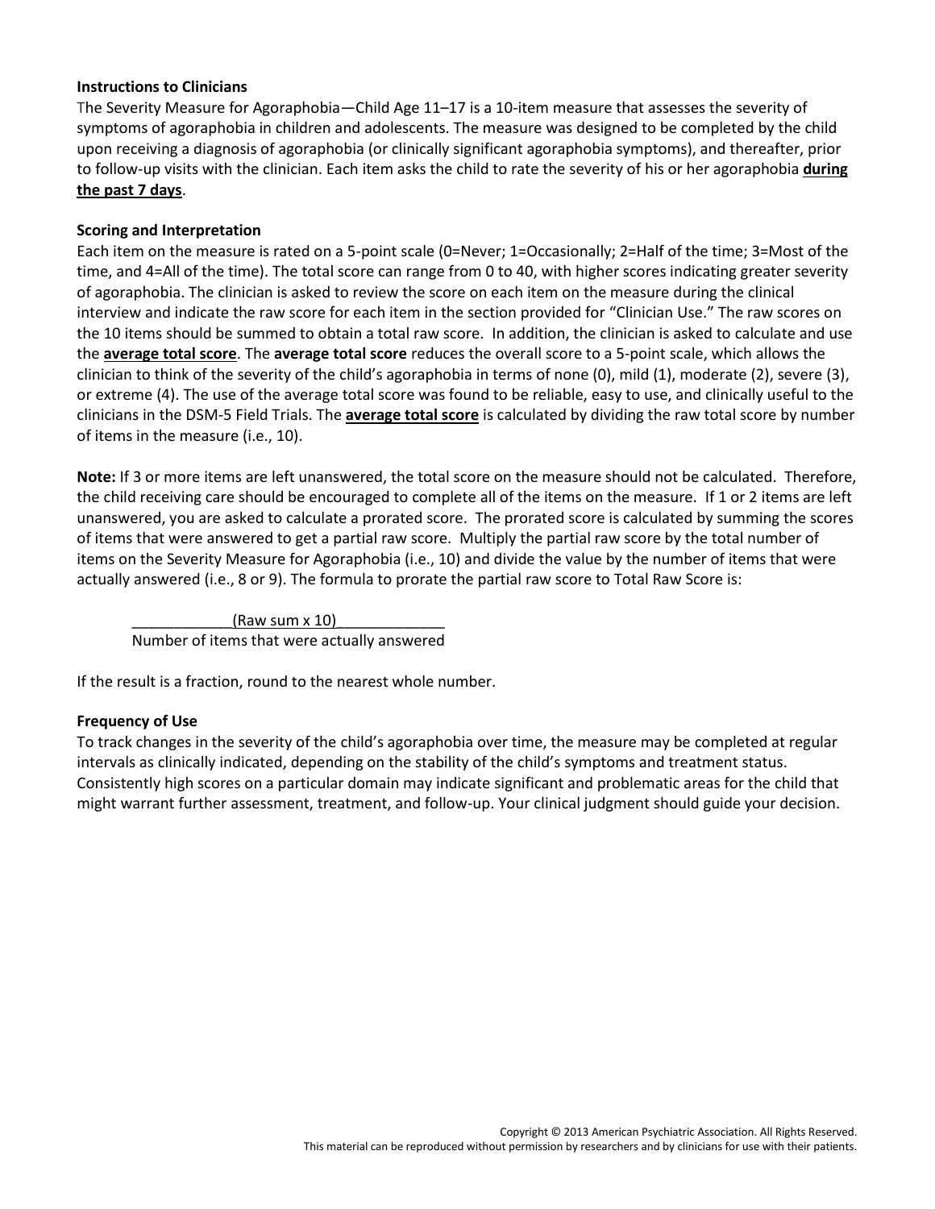**Instructions to Clinicians**

The Severity Measure for Agoraphobia—Child Age 11–17 is a 10-item measure that assesses the severity of symptoms of agoraphobia in children and adolescents. The measure was designed to be completed by the child upon receiving a diagnosis of agoraphobia (or clinically significant agoraphobia symptoms), and thereafter, prior to follow-up visits with the clinician. Each item asks the child to rate the severity of his or her agoraphobia **<u>during the past 7 days</u>**.

**Scoring and Interpretation**

Each item on the measure is rated on a 5-point scale (0=Never; 1=Occasionally; 2=Half of the time; 3=Most of the time, and 4=All of the time). The total score can range from 0 to 40, with higher scores indicating greater severity of agoraphobia. The clinician is asked to review the score on each item on the measure during the clinical interview and indicate the raw score for each item in the section provided for "Clinician Use." The raw scores on the 10 items should be summed to obtain a total raw score. In addition, the clinician is asked to calculate and use the **<u>average total score</u>**. The **average total score** reduces the overall score to a 5-point scale, which allows the clinician to think of the severity of the child's agoraphobia in terms of none (0), mild (1), moderate (2), severe (3), or extreme (4). The use of the average total score was found to be reliable, easy to use, and clinically useful to the clinicians in the DSM-5 Field Trials. The **<u>average total score</u>** is calculated by dividing the raw total score by number of items in the measure (i.e., 10).

**Note:** If 3 or more items are left unanswered, the total score on the measure should not be calculated. Therefore, the child receiving care should be encouraged to complete all of the items on the measure. If 1 or 2 items are left unanswered, you are asked to calculate a prorated score. The prorated score is calculated by summing the scores of items that were answered to get a partial raw score. Multiply the partial raw score by the total number of items on the Severity Measure for Agoraphobia (i.e., 10) and divide the value by the number of items that were actually answered (i.e., 8 or 9). The formula to prorate the partial raw score to Total Raw Score is:

$$\frac{\text{(Raw sum x 10)}}{\text{Number of items that were actually answered}}$$

If the result is a fraction, round to the nearest whole number.

**Frequency of Use**

To track changes in the severity of the child's agoraphobia over time, the measure may be completed at regular intervals as clinically indicated, depending on the stability of the child's symptoms and treatment status. Consistently high scores on a particular domain may indicate significant and problematic areas for the child that might warrant further assessment, treatment, and follow-up. Your clinical judgment should guide your decision.

Copyright © 2013 American Psychiatric Association. All Rights Reserved.
This material can be reproduced without permission by researchers and by clinicians for use with their patients.